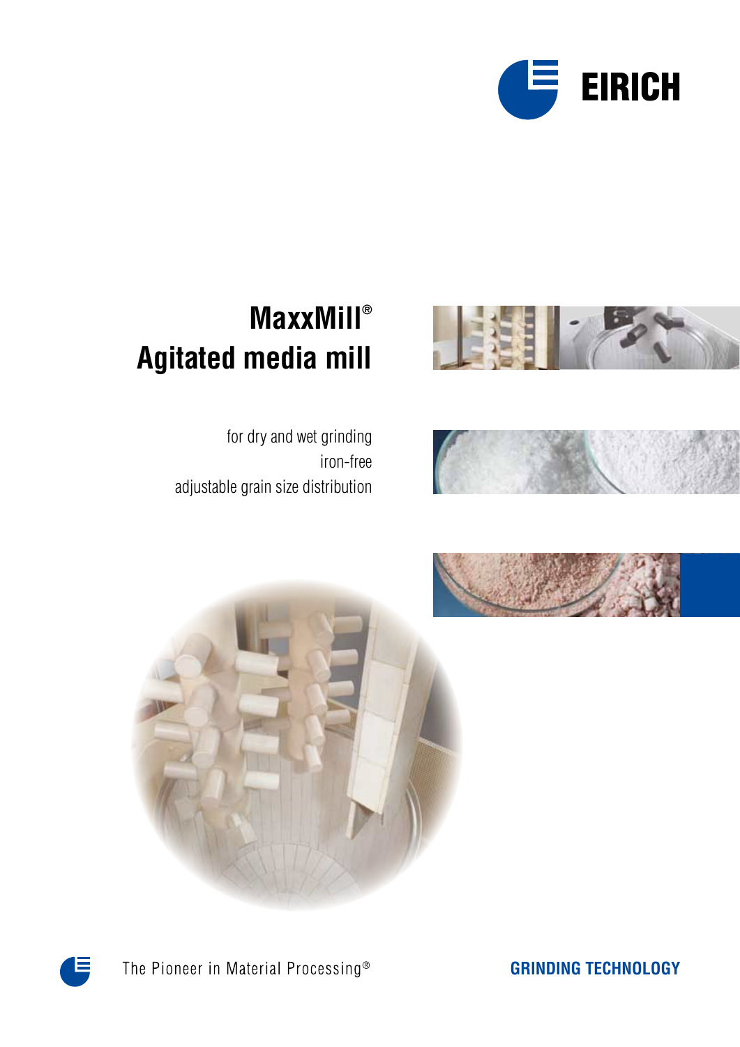EIRICH

# MaxxMill®
# Agitated media mill

for dry and wet grinding
iron-free
adjustable grain size distribution

The Pioneer in Material Processing®

**GRINDING TECHNOLOGY**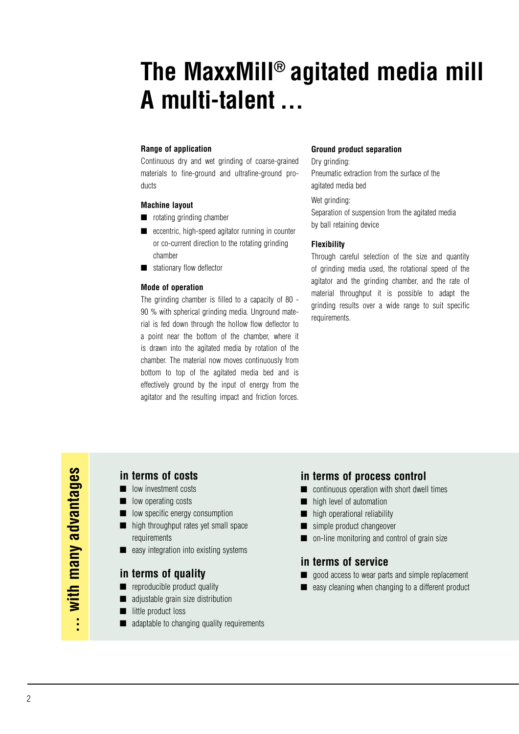# The MaxxMill® agitated media mill
# A multi-talent ...

### Range of application

Continuous dry and wet grinding of coarse-grained materials to fine-ground and ultrafine-ground products

### Machine layout

- rotating grinding chamber
- eccentric, high-speed agitator running in counter or co-current direction to the rotating grinding chamber
- stationary flow deflector

### Mode of operation

The grinding chamber is filled to a capacity of 80 - 90 % with spherical grinding media. Unground material is fed down through the hollow flow deflector to a point near the bottom of the chamber, where it is drawn into the agitated media by rotation of the chamber. The material now moves continuously from bottom to top of the agitated media bed and is effectively ground by the input of energy from the agitator and the resulting impact and friction forces.

### Ground product separation

Dry grinding:
Pneumatic extraction from the surface of the agitated media bed

Wet grinding:
Separation of suspension from the agitated media by ball retaining device

### Flexibility

Through careful selection of the size and quantity of grinding media used, the rotational speed of the agitator and the grinding chamber, and the rate of material throughput it is possible to adapt the grinding results over a wide range to suit specific requirements.

## ... with many advantages

### in terms of costs

- low investment costs
- low operating costs
- low specific energy consumption
- high throughput rates yet small space requirements
- easy integration into existing systems

### in terms of quality

- reproducible product quality
- adjustable grain size distribution
- little product loss
- adaptable to changing quality requirements

### in terms of process control

- continuous operation with short dwell times
- high level of automation
- high operational reliability
- simple product changeover
- on-line monitoring and control of grain size

### in terms of service

- good access to wear parts and simple replacement
- easy cleaning when changing to a different product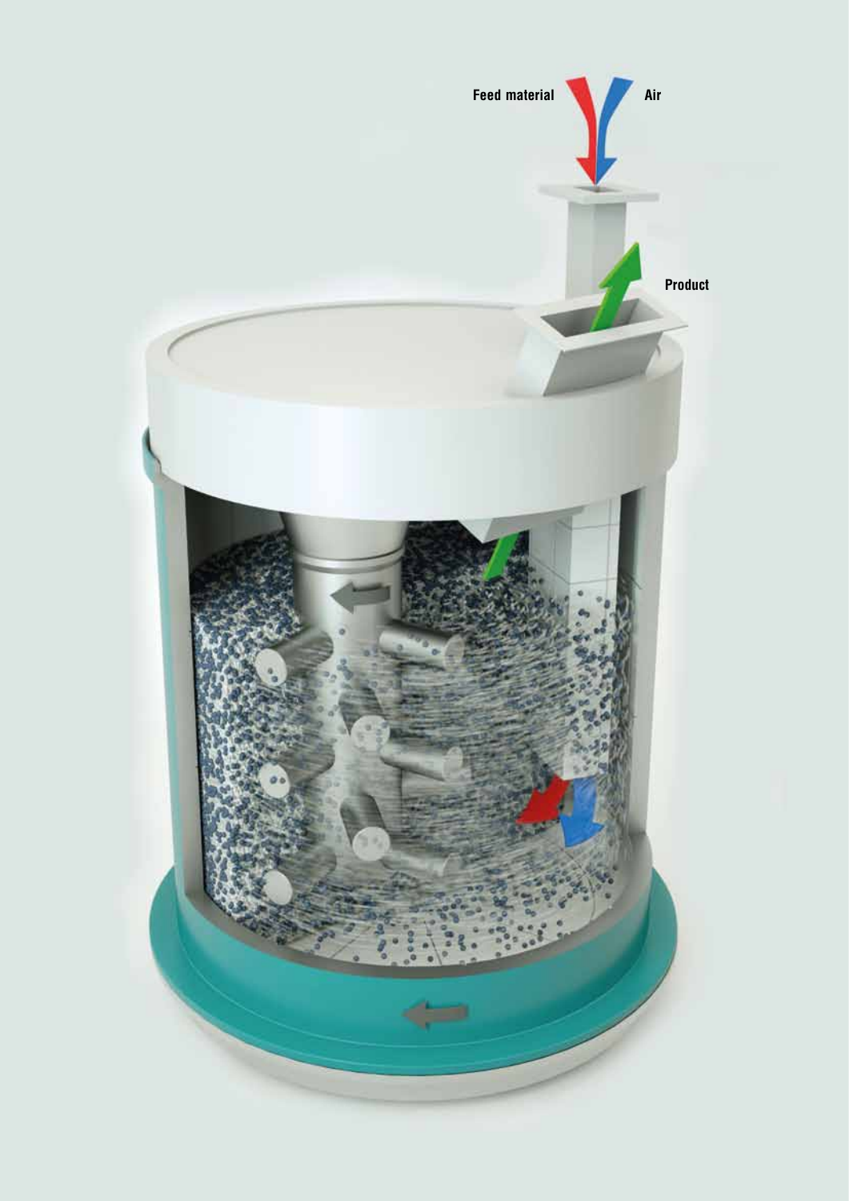Feed material

Air

Product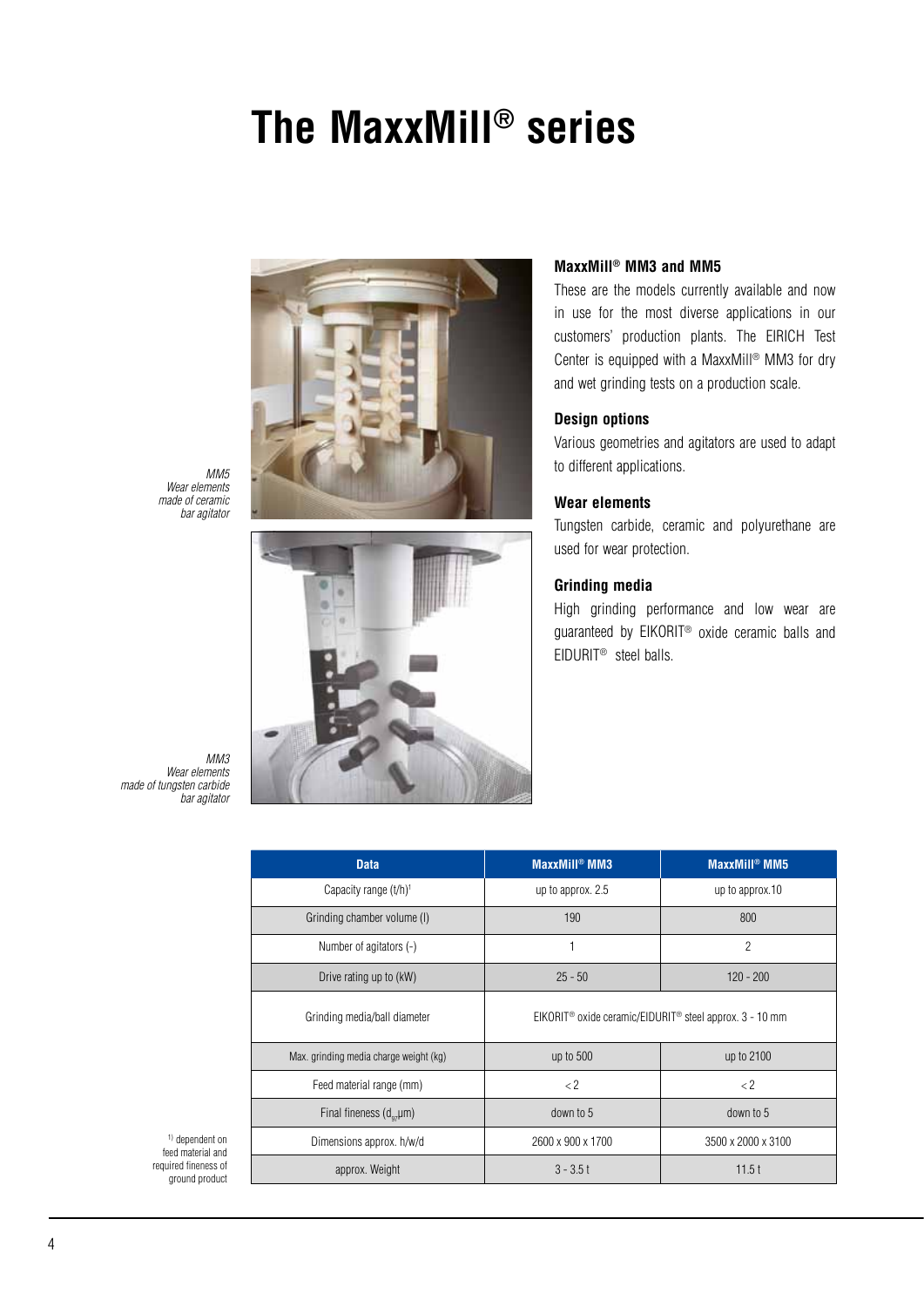# The MaxxMill® series

*MM5*
*Wear elements made of ceramic bar agitator*

*MM3*
*Wear elements made of tungsten carbide bar agitator*

### MaxxMill® MM3 and MM5

These are the models currently available and now in use for the most diverse applications in our customers' production plants. The EIRICH Test Center is equipped with a MaxxMill® MM3 for dry and wet grinding tests on a production scale.

### Design options

Various geometries and agitators are used to adapt to different applications.

### Wear elements

Tungsten carbide, ceramic and polyurethane are used for wear protection.

### Grinding media

High grinding performance and low wear are guaranteed by EIKORIT® oxide ceramic balls and EIDURIT® steel balls.

| Data | MaxxMill® MM3 | MaxxMill® MM5 |
|---|---|---|
| Capacity range (t/h)[1] | up to approx. 2.5 | up to approx.10 |
| Grinding chamber volume (l) | 190 | 800 |
| Number of agitators (-) | 1 | 2 |
| Drive rating up to (kW) | 25 - 50 | 120 - 200 |
| Grinding media/ball diameter | EIKORIT® oxide ceramic/EIDURIT® steel approx. 3 - 10 mm | |
| Max. grinding media charge weight (kg) | up to 500 | up to 2100 |
| Feed material range (mm) | < 2 | < 2 |
| Final fineness ($d_{97}$ µm) | down to 5 | down to 5 |
| Dimensions approx. h/w/d | 2600 x 900 x 1700 | 3500 x 2000 x 3100 |
| approx. Weight | 3 - 3.5 t | 11.5 t |

[1] dependent on feed material and required fineness of ground product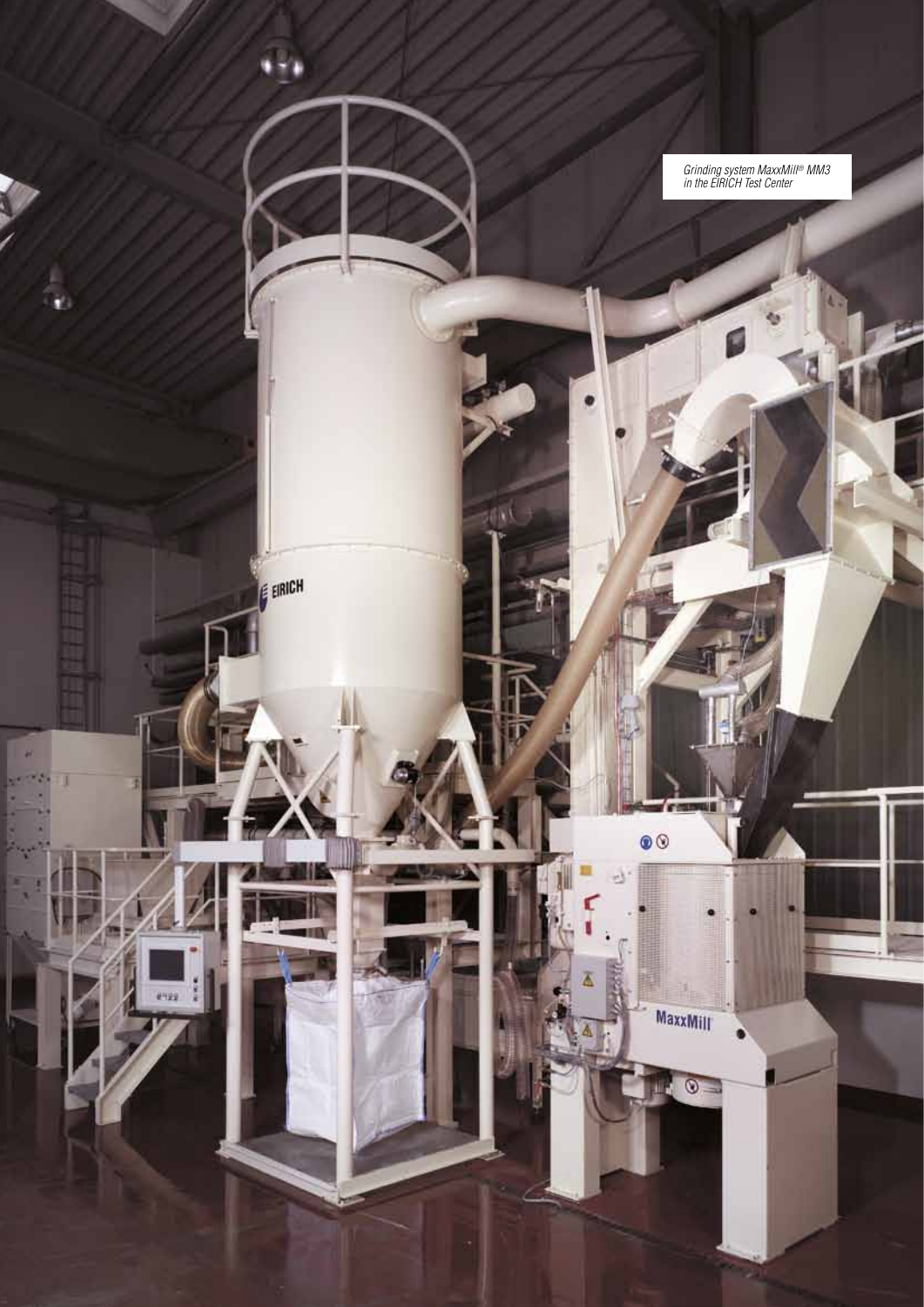*Grinding system MaxxMill® MM3 in the EIRICH Test Center*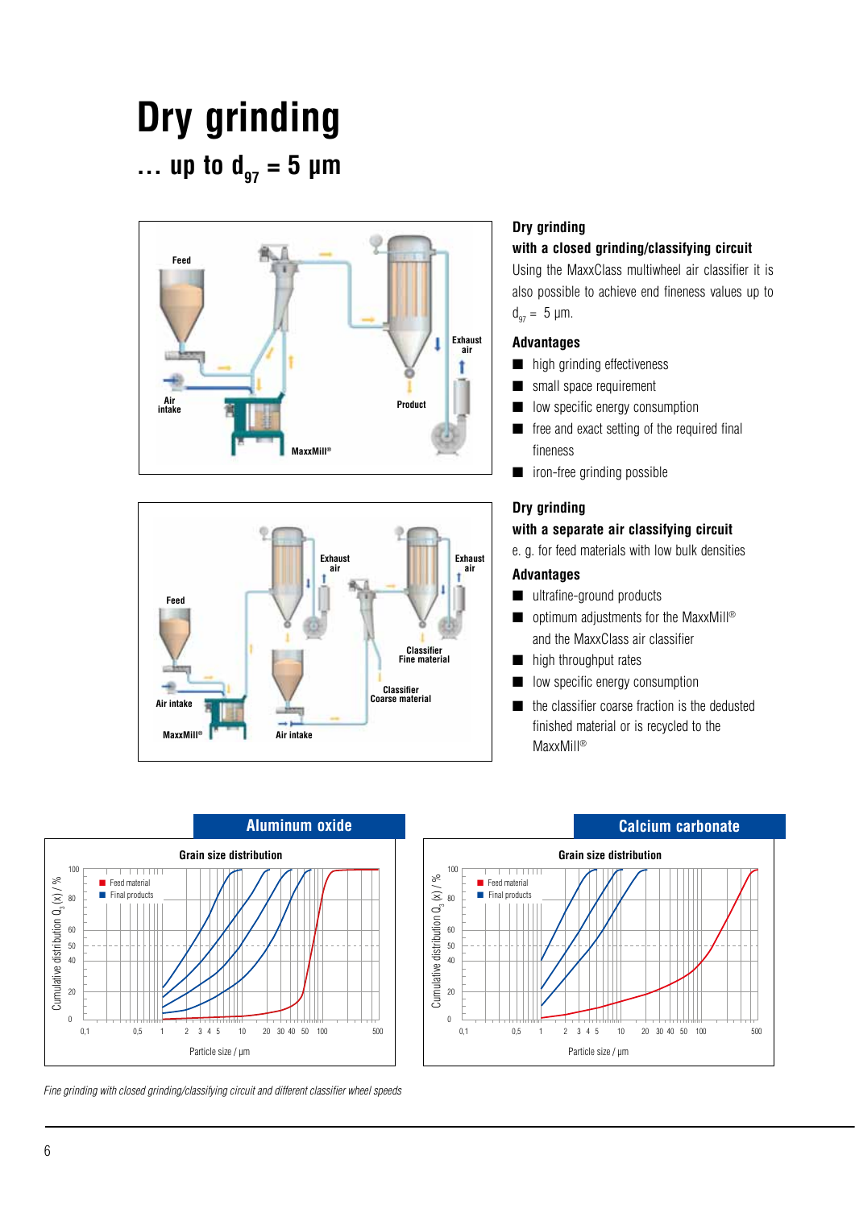# Dry grinding

## … up to $d_{97}$ = 5 µm

### Dry grinding with a closed grinding/classifying circuit

Using the MaxxClass multiwheel air classifier it is also possible to achieve end fineness values up to $d_{97}$ = 5 µm.

**Advantages**

- high grinding effectiveness
- small space requirement
- low specific energy consumption
- free and exact setting of the required final fineness
- iron-free grinding possible

### Dry grinding with a separate air classifying circuit

e. g. for feed materials with low bulk densities

**Advantages**

- ultrafine-ground products
- optimum adjustments for the MaxxMill® and the MaxxClass air classifier
- high throughput rates
- low specific energy consumption
- the classifier coarse fraction is the dedusted finished material or is recycled to the MaxxMill®

*Fine grinding with closed grinding/classifying circuit and different classifier wheel speeds*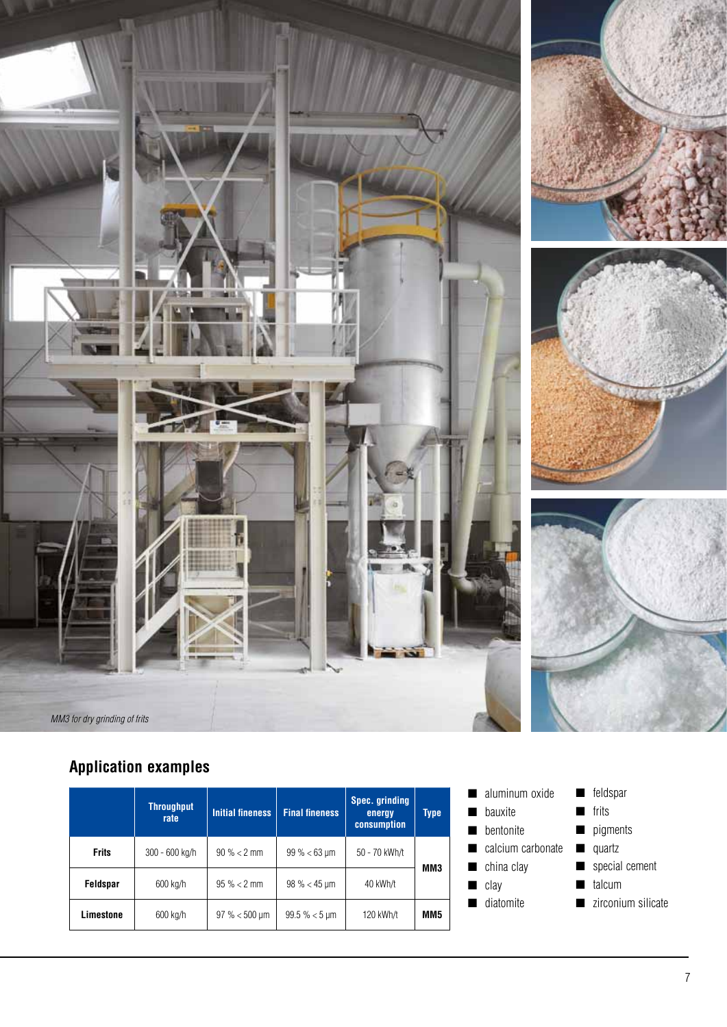*MM3 for dry grinding of frits*

## Application examples

| | Throughput rate | Initial fineness | Final fineness | Spec. grinding energy consumption | Type |
|---|---|---|---|---|---|
| **Frits** | 300 - 600 kg/h | 90 % < 2 mm | 99 % < 63 µm | 50 - 70 kWh/t | **MM3** |
| **Feldspar** | 600 kg/h | 95 % < 2 mm | 98 % < 45 µm | 40 kWh/t | |
| **Limestone** | 600 kg/h | 97 % < 500 µm | 99.5 % < 5 µm | 120 kWh/t | **MM5** |

- aluminum oxide
- bauxite
- bentonite
- calcium carbonate
- china clay
- clay
- diatomite
- feldspar
- frits
- pigments
- quartz
- special cement
- talcum
- zirconium silicate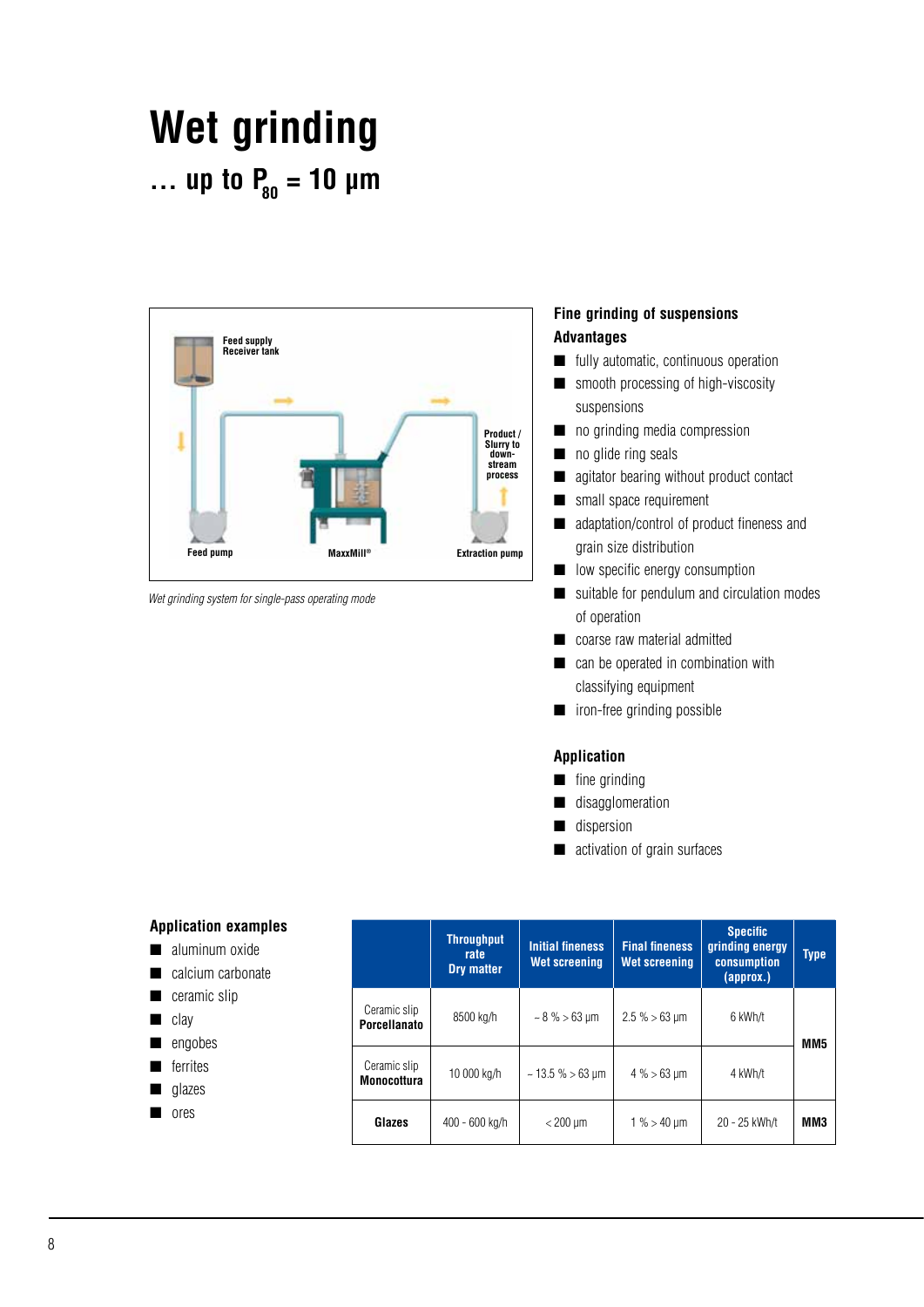# Wet grinding

## ... up to $P_{80}$ = 10 µm

Feed supply Receiver tank

Product / Slurry to down-stream process

Feed pump

MaxxMill®

Extraction pump

*Wet grinding system for single-pass operating mode*

### Fine grinding of suspensions

### Advantages

- fully automatic, continuous operation
- smooth processing of high-viscosity suspensions
- no grinding media compression
- no glide ring seals
- agitator bearing without product contact
- small space requirement
- adaptation/control of product fineness and grain size distribution
- low specific energy consumption
- suitable for pendulum and circulation modes of operation
- coarse raw material admitted
- can be operated in combination with classifying equipment
- iron-free grinding possible

### Application

- fine grinding
- disagglomeration
- dispersion
- activation of grain surfaces

### Application examples

- aluminum oxide
- calcium carbonate
- ceramic slip
- clay
- engobes
- ferrites
- glazes
- ores

| | Throughput rate Dry matter | Initial fineness Wet screening | Final fineness Wet screening | Specific grinding energy consumption (approx.) | Type |
|---|---|---|---|---|---|
| Ceramic slip **Porcellanato** | 8500 kg/h | ~ 8 % > 63 µm | 2.5 % > 63 µm | 6 kWh/t | MM5 |
| Ceramic slip **Monocottura** | 10 000 kg/h | ~ 13.5 % > 63 µm | 4 % > 63 µm | 4 kWh/t | MM5 |
| **Glazes** | 400 - 600 kg/h | < 200 µm | 1 % > 40 µm | 20 - 25 kWh/t | MM3 |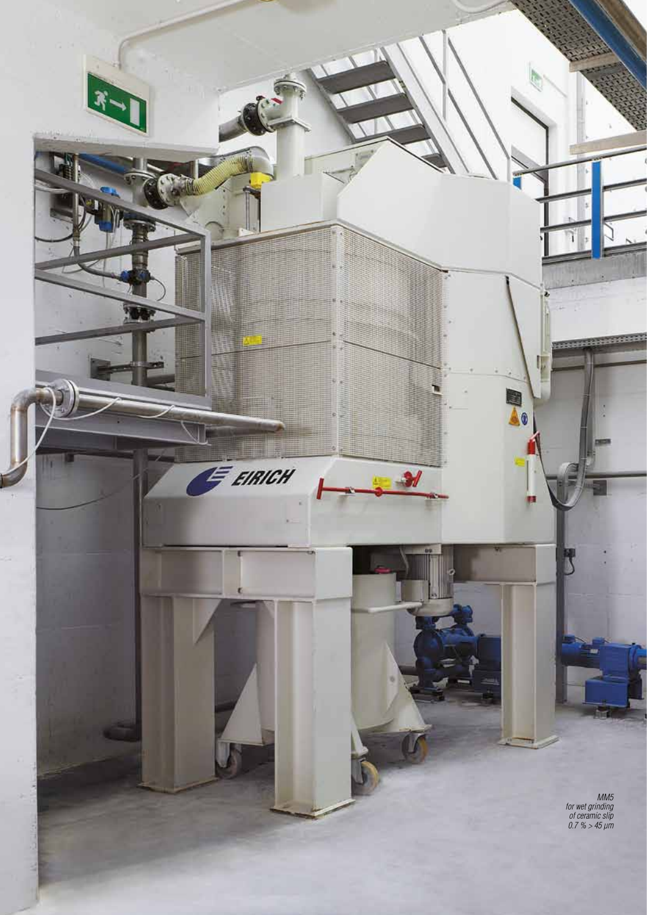*MM5*
*for wet grinding*
*of ceramic slip*
*0.7 % > 45 µm*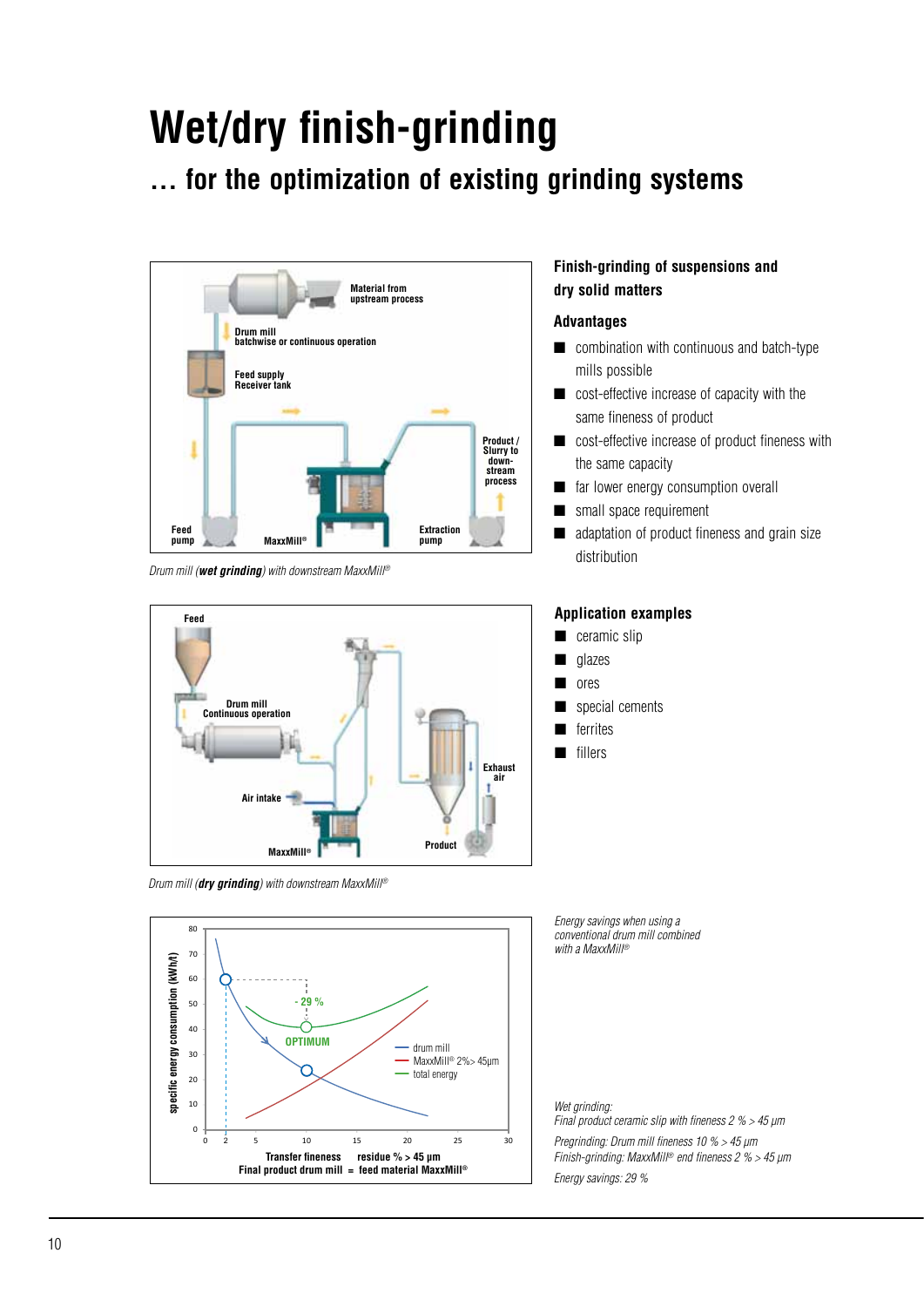# Wet/dry finish-grinding

## … for the optimization of existing grinding systems

Drum mill (**wet grinding**) with downstream MaxxMill®

Drum mill (**dry grinding**) with downstream MaxxMill®

### Finish-grinding of suspensions and dry solid matters

### Advantages

- combination with continuous and batch-type mills possible
- cost-effective increase of capacity with the same fineness of product
- cost-effective increase of product fineness with the same capacity
- far lower energy consumption overall
- small space requirement
- adaptation of product fineness and grain size distribution

### Application examples

- ceramic slip
- glazes
- ores
- special cements
- ferrites
- fillers

*Energy savings when using a conventional drum mill combined with a MaxxMill®*

*Wet grinding:*
*Final product ceramic slip with fineness 2 % > 45 µm*

*Pregrinding: Drum mill fineness 10 % > 45 µm*
*Finish-grinding: MaxxMill® end fineness 2 % > 45 µm*

*Energy savings: 29 %*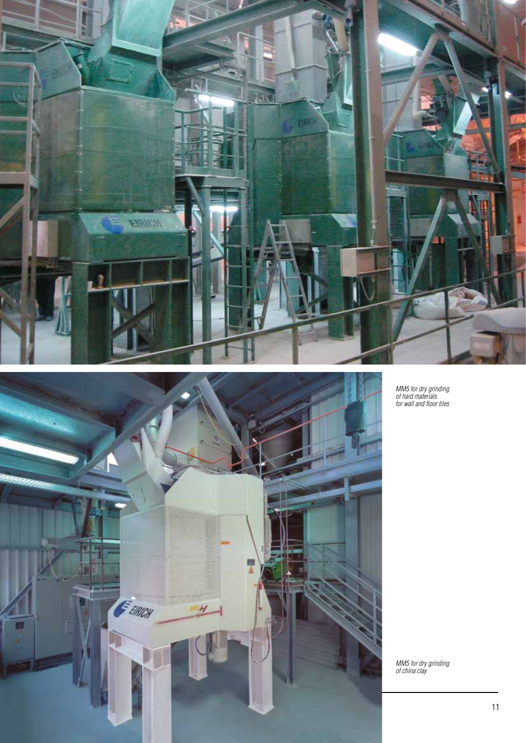*MM5 for dry grinding of hard materials for wall and floor tiles*

*MM5 for dry grinding of china clay*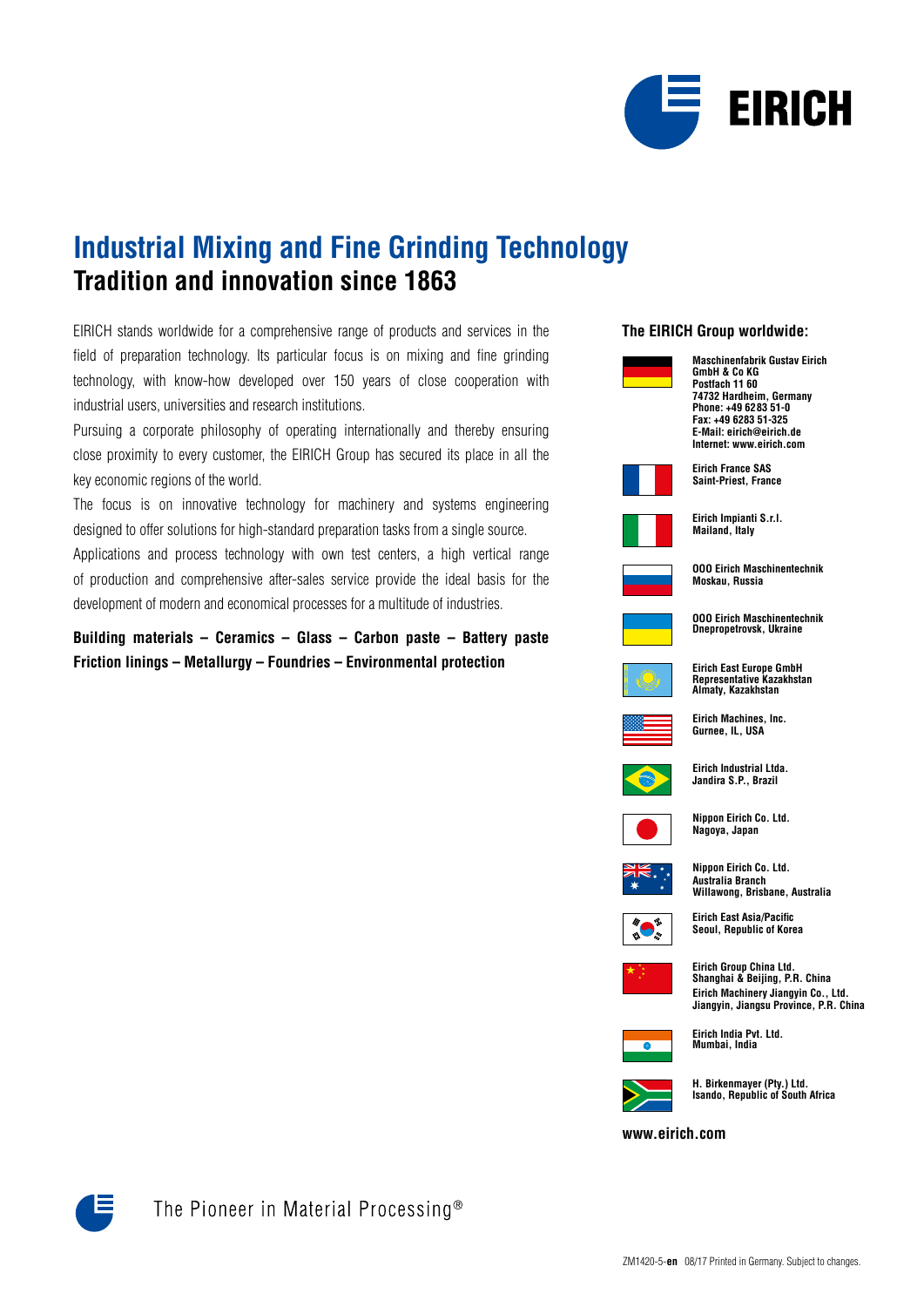EIRICH

# Industrial Mixing and Fine Grinding Technology
## Tradition and innovation since 1863

EIRICH stands worldwide for a comprehensive range of products and services in the field of preparation technology. Its particular focus is on mixing and fine grinding technology, with know-how developed over 150 years of close cooperation with industrial users, universities and research institutions.

Pursuing a corporate philosophy of operating internationally and thereby ensuring close proximity to every customer, the EIRICH Group has secured its place in all the key economic regions of the world.

The focus is on innovative technology for machinery and systems engineering designed to offer solutions for high-standard preparation tasks from a single source.

Applications and process technology with own test centers, a high vertical range of production and comprehensive after-sales service provide the ideal basis for the development of modern and economical processes for a multitude of industries.

**Building materials – Ceramics – Glass – Carbon paste – Battery paste Friction linings – Metallurgy – Foundries – Environmental protection**

### The EIRICH Group worldwide:

**Maschinenfabrik Gustav Eirich GmbH & Co KG**
**Postfach 11 60**
**74732 Hardheim, Germany**
**Phone: +49 6283 51-0**
**Fax: +49 6283 51-325**
**E-Mail: eirich@eirich.de**
**Internet: www.eirich.com**

**Eirich France SAS**
**Saint-Priest, France**

**Eirich Impianti S.r.l.**
**Mailand, Italy**

**OOO Eirich Maschinentechnik**
**Moskau, Russia**

**OOO Eirich Maschinentechnik**
**Dnepropetrovsk, Ukraine**

**Eirich East Europe GmbH**
**Representative Kazakhstan**
**Almaty, Kazakhstan**

**Eirich Machines, Inc.**
**Gurnee, IL, USA**

**Eirich Industrial Ltda.**
**Jandira S.P., Brazil**

**Nippon Eirich Co. Ltd.**
**Nagoya, Japan**

**Nippon Eirich Co. Ltd.**
**Australia Branch**
**Willawong, Brisbane, Australia**

**Eirich East Asia/Pacific**
**Seoul, Republic of Korea**

**Eirich Group China Ltd.**
**Shanghai & Beijing, P.R. China**
**Eirich Machinery Jiangyin Co., Ltd.**
**Jiangyin, Jiangsu Province, P.R. China**

**Eirich India Pvt. Ltd.**
**Mumbai, India**

**H. Birkenmayer (Pty.) Ltd.**
**Isando, Republic of South Africa**

**www.eirich.com**

The Pioneer in Material Processing®

ZM1420-5-**en** 08/17 Printed in Germany. Subject to changes.